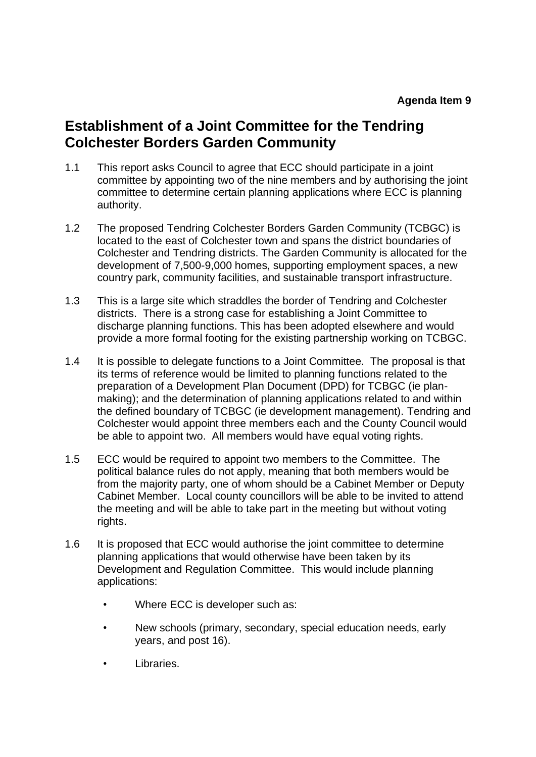**Agenda Item 9**

# Establishment of a Joint Committee for the Tendring Colchester Borders Garden Community

1.1 This report asks Council to agree that ECC should participate in a joint committee by appointing two of the nine members and by authorising the joint committee to determine certain planning applications where ECC is planning authority.

1.2 The proposed Tendring Colchester Borders Garden Community (TCBGC) is located to the east of Colchester town and spans the district boundaries of Colchester and Tendring districts. The Garden Community is allocated for the development of 7,500-9,000 homes, supporting employment spaces, a new country park, community facilities, and sustainable transport infrastructure.

1.3 This is a large site which straddles the border of Tendring and Colchester districts. There is a strong case for establishing a Joint Committee to discharge planning functions. This has been adopted elsewhere and would provide a more formal footing for the existing partnership working on TCBGC.

1.4 It is possible to delegate functions to a Joint Committee. The proposal is that its terms of reference would be limited to planning functions related to the preparation of a Development Plan Document (DPD) for TCBGC (ie plan-making); and the determination of planning applications related to and within the defined boundary of TCBGC (ie development management). Tendring and Colchester would appoint three members each and the County Council would be able to appoint two. All members would have equal voting rights.

1.5 ECC would be required to appoint two members to the Committee. The political balance rules do not apply, meaning that both members would be from the majority party, one of whom should be a Cabinet Member or Deputy Cabinet Member. Local county councillors will be able to be invited to attend the meeting and will be able to take part in the meeting but without voting rights.

1.6 It is proposed that ECC would authorise the joint committee to determine planning applications that would otherwise have been taken by its Development and Regulation Committee. This would include planning applications:

- Where ECC is developer such as:
- New schools (primary, secondary, special education needs, early years, and post 16).
- Libraries.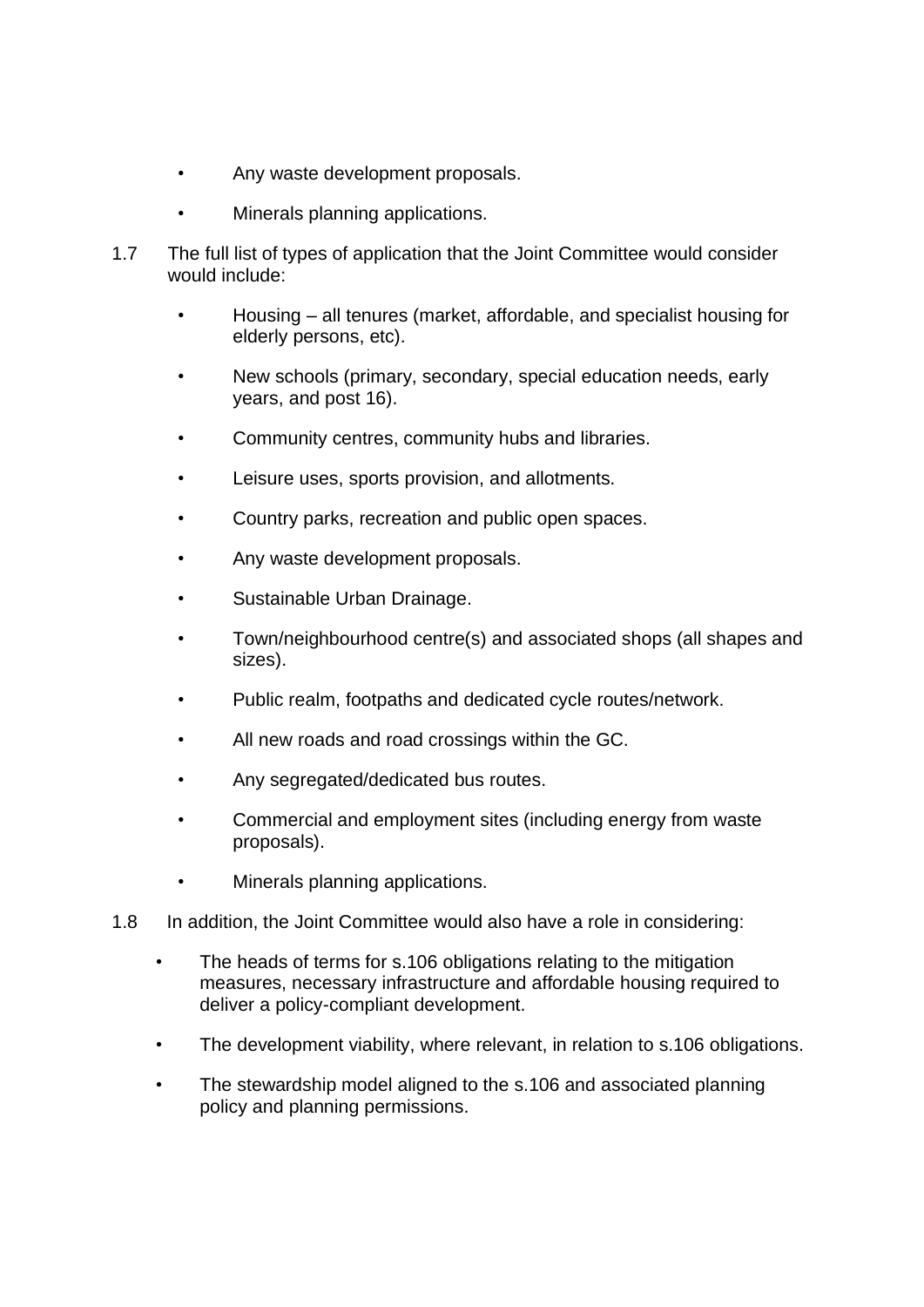- Any waste development proposals.
- Minerals planning applications.

1.7 The full list of types of application that the Joint Committee would consider would include:

- Housing – all tenures (market, affordable, and specialist housing for elderly persons, etc).
- New schools (primary, secondary, special education needs, early years, and post 16).
- Community centres, community hubs and libraries.
- Leisure uses, sports provision, and allotments.
- Country parks, recreation and public open spaces.
- Any waste development proposals.
- Sustainable Urban Drainage.
- Town/neighbourhood centre(s) and associated shops (all shapes and sizes).
- Public realm, footpaths and dedicated cycle routes/network.
- All new roads and road crossings within the GC.
- Any segregated/dedicated bus routes.
- Commercial and employment sites (including energy from waste proposals).
- Minerals planning applications.

1.8 In addition, the Joint Committee would also have a role in considering:

- The heads of terms for s.106 obligations relating to the mitigation measures, necessary infrastructure and affordable housing required to deliver a policy-compliant development.
- The development viability, where relevant, in relation to s.106 obligations.
- The stewardship model aligned to the s.106 and associated planning policy and planning permissions.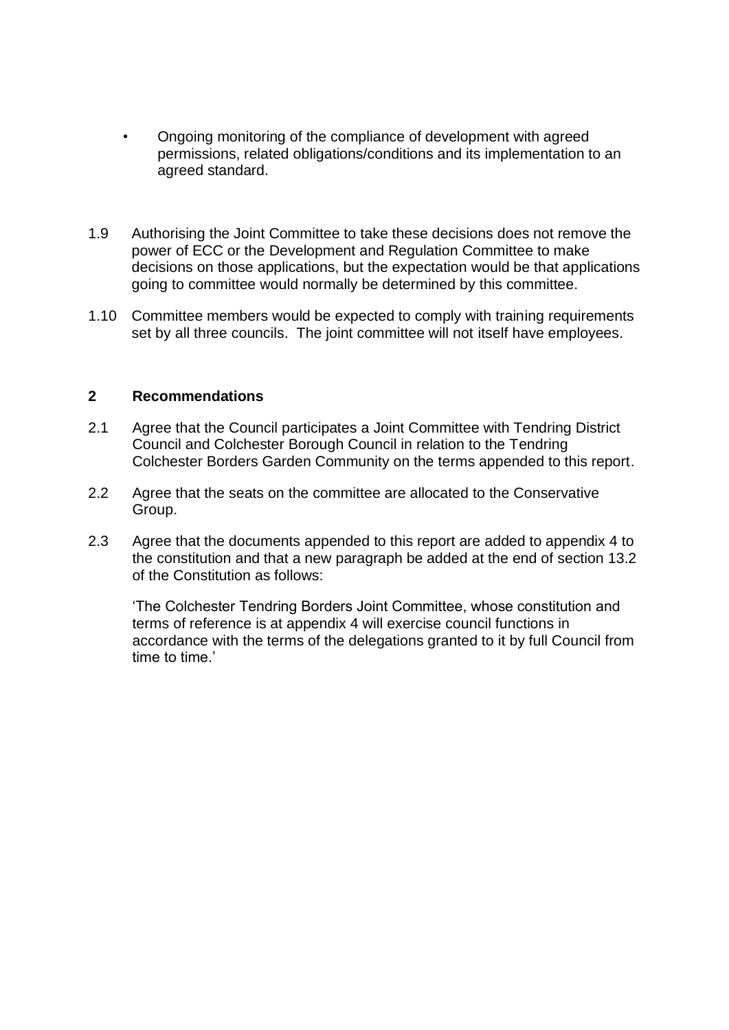- Ongoing monitoring of the compliance of development with agreed permissions, related obligations/conditions and its implementation to an agreed standard.

1.9 Authorising the Joint Committee to take these decisions does not remove the power of ECC or the Development and Regulation Committee to make decisions on those applications, but the expectation would be that applications going to committee would normally be determined by this committee.

1.10 Committee members would be expected to comply with training requirements set by all three councils. The joint committee will not itself have employees.

## 2 Recommendations

2.1 Agree that the Council participates a Joint Committee with Tendring District Council and Colchester Borough Council in relation to the Tendring Colchester Borders Garden Community on the terms appended to this report.

2.2 Agree that the seats on the committee are allocated to the Conservative Group.

2.3 Agree that the documents appended to this report are added to appendix 4 to the constitution and that a new paragraph be added at the end of section 13.2 of the Constitution as follows:

'The Colchester Tendring Borders Joint Committee, whose constitution and terms of reference is at appendix 4 will exercise council functions in accordance with the terms of the delegations granted to it by full Council from time to time.'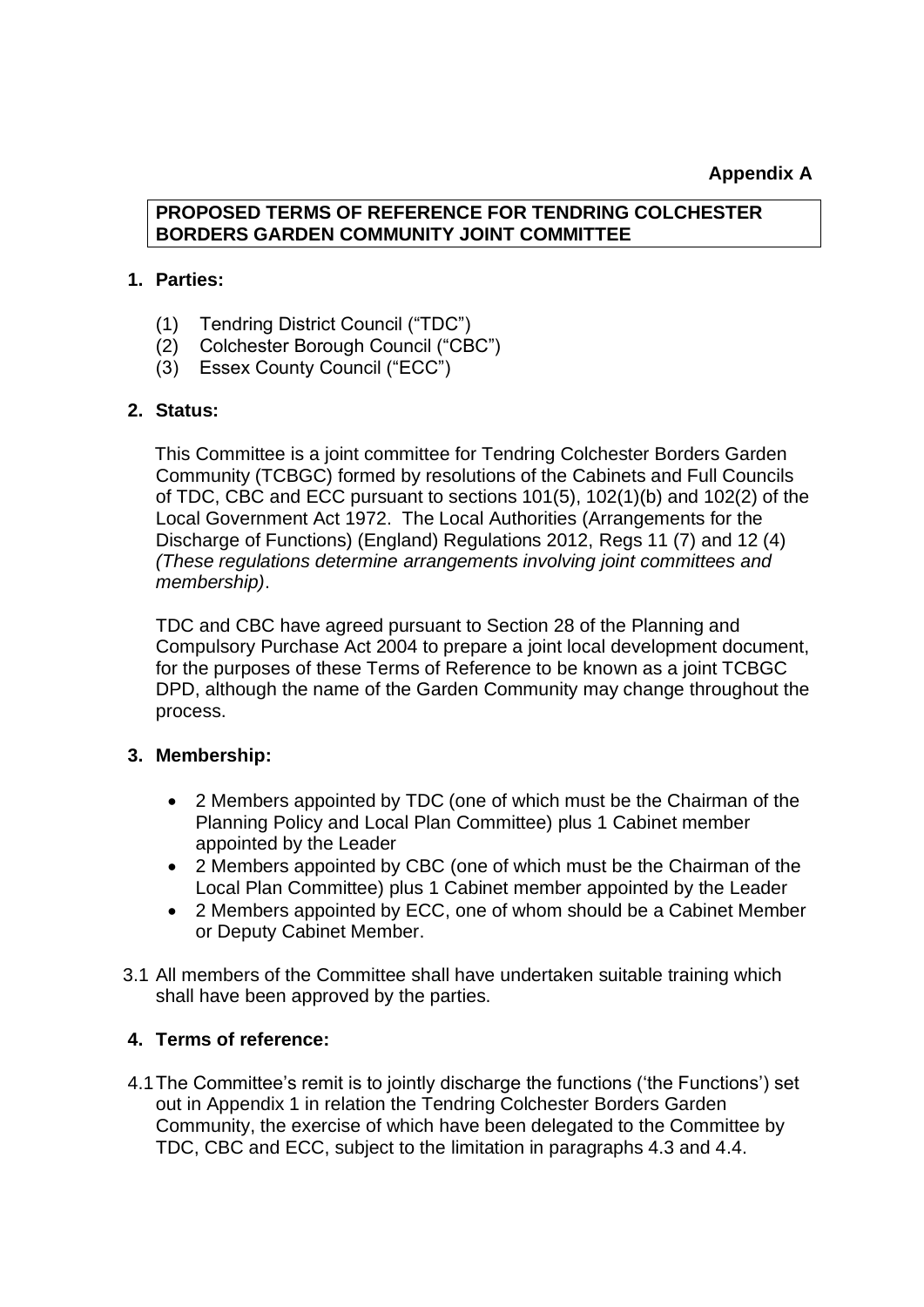**Appendix A**

**PROPOSED TERMS OF REFERENCE FOR TENDRING COLCHESTER BORDERS GARDEN COMMUNITY JOINT COMMITTEE**

## 1. Parties:

(1) Tendring District Council ("TDC")
(2) Colchester Borough Council ("CBC")
(3) Essex County Council ("ECC")

## 2. Status:

This Committee is a joint committee for Tendring Colchester Borders Garden Community (TCBGC) formed by resolutions of the Cabinets and Full Councils of TDC, CBC and ECC pursuant to sections 101(5), 102(1)(b) and 102(2) of the Local Government Act 1972. The Local Authorities (Arrangements for the Discharge of Functions) (England) Regulations 2012, Regs 11 (7) and 12 (4) *(These regulations determine arrangements involving joint committees and membership)*.

TDC and CBC have agreed pursuant to Section 28 of the Planning and Compulsory Purchase Act 2004 to prepare a joint local development document, for the purposes of these Terms of Reference to be known as a joint TCBGC DPD, although the name of the Garden Community may change throughout the process.

## 3. Membership:

- 2 Members appointed by TDC (one of which must be the Chairman of the Planning Policy and Local Plan Committee) plus 1 Cabinet member appointed by the Leader
- 2 Members appointed by CBC (one of which must be the Chairman of the Local Plan Committee) plus 1 Cabinet member appointed by the Leader
- 2 Members appointed by ECC, one of whom should be a Cabinet Member or Deputy Cabinet Member.

3.1 All members of the Committee shall have undertaken suitable training which shall have been approved by the parties.

## 4. Terms of reference:

4.1 The Committee's remit is to jointly discharge the functions ('the Functions') set out in Appendix 1 in relation the Tendring Colchester Borders Garden Community, the exercise of which have been delegated to the Committee by TDC, CBC and ECC, subject to the limitation in paragraphs 4.3 and 4.4.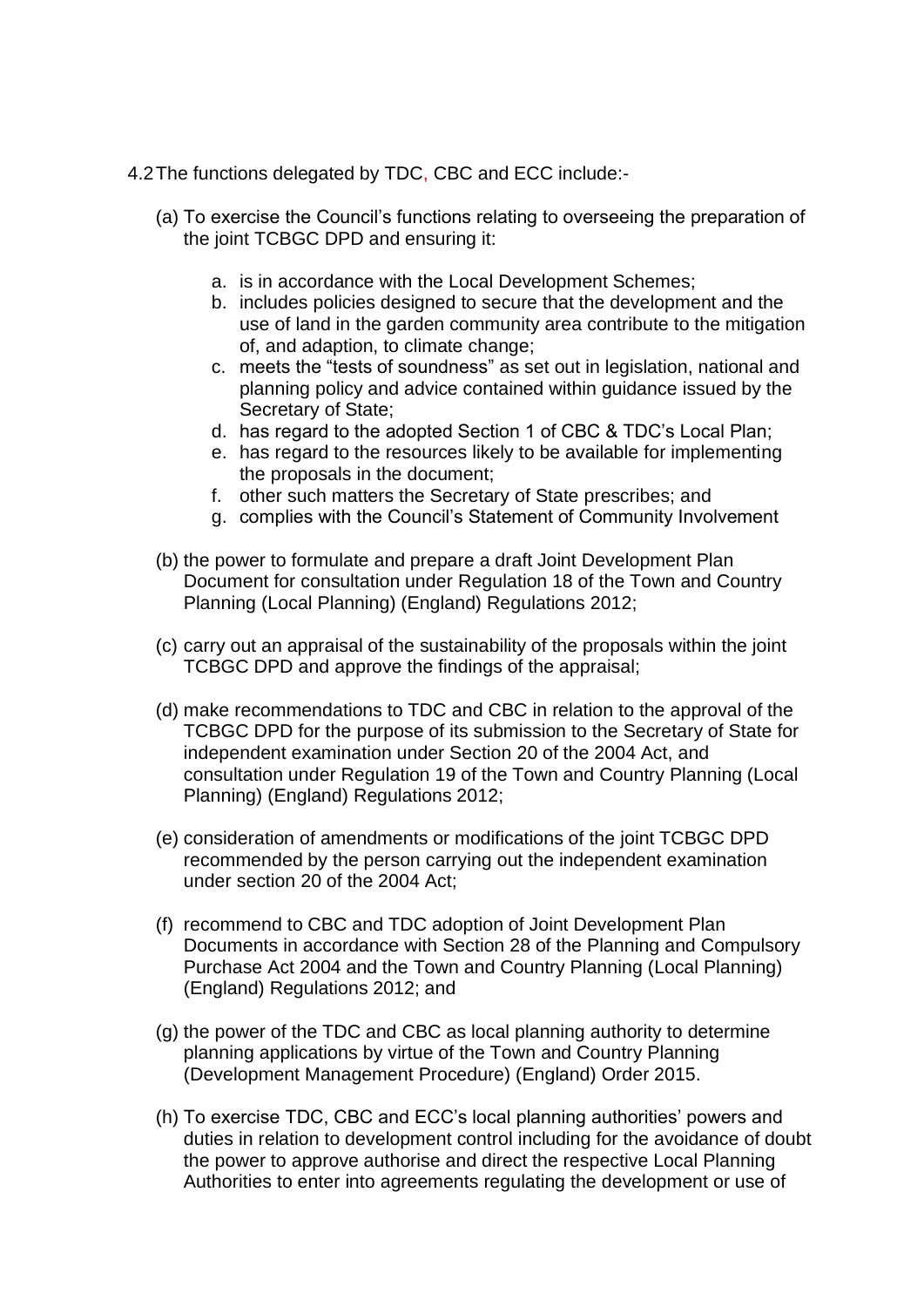4.2 The functions delegated by TDC, CBC and ECC include:-

(a) To exercise the Council's functions relating to overseeing the preparation of the joint TCBGC DPD and ensuring it:

   a. is in accordance with the Local Development Schemes;
   b. includes policies designed to secure that the development and the use of land in the garden community area contribute to the mitigation of, and adaption, to climate change;
   c. meets the "tests of soundness" as set out in legislation, national and planning policy and advice contained within guidance issued by the Secretary of State;
   d. has regard to the adopted Section 1 of CBC & TDC's Local Plan;
   e. has regard to the resources likely to be available for implementing the proposals in the document;
   f. other such matters the Secretary of State prescribes; and
   g. complies with the Council's Statement of Community Involvement

(b) the power to formulate and prepare a draft Joint Development Plan Document for consultation under Regulation 18 of the Town and Country Planning (Local Planning) (England) Regulations 2012;

(c) carry out an appraisal of the sustainability of the proposals within the joint TCBGC DPD and approve the findings of the appraisal;

(d) make recommendations to TDC and CBC in relation to the approval of the TCBGC DPD for the purpose of its submission to the Secretary of State for independent examination under Section 20 of the 2004 Act, and consultation under Regulation 19 of the Town and Country Planning (Local Planning) (England) Regulations 2012;

(e) consideration of amendments or modifications of the joint TCBGC DPD recommended by the person carrying out the independent examination under section 20 of the 2004 Act;

(f) recommend to CBC and TDC adoption of Joint Development Plan Documents in accordance with Section 28 of the Planning and Compulsory Purchase Act 2004 and the Town and Country Planning (Local Planning) (England) Regulations 2012; and

(g) the power of the TDC and CBC as local planning authority to determine planning applications by virtue of the Town and Country Planning (Development Management Procedure) (England) Order 2015.

(h) To exercise TDC, CBC and ECC's local planning authorities' powers and duties in relation to development control including for the avoidance of doubt the power to approve authorise and direct the respective Local Planning Authorities to enter into agreements regulating the development or use of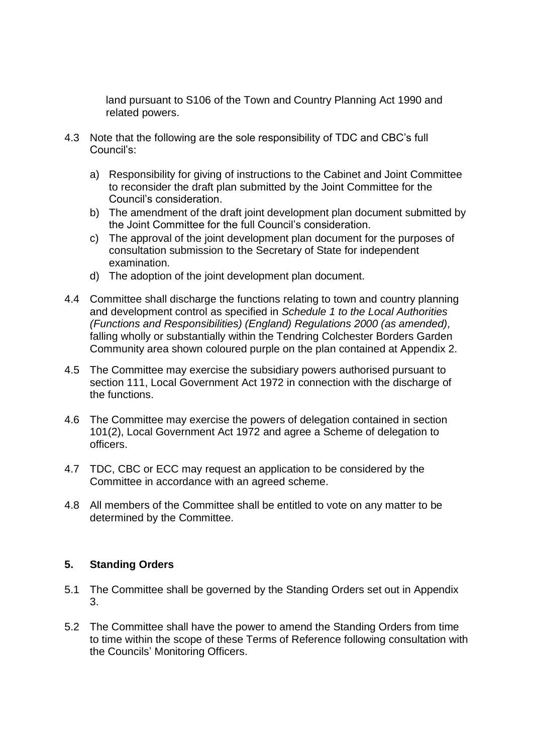land pursuant to S106 of the Town and Country Planning Act 1990 and related powers.

4.3 Note that the following are the sole responsibility of TDC and CBC's full Council's:

a) Responsibility for giving of instructions to the Cabinet and Joint Committee to reconsider the draft plan submitted by the Joint Committee for the Council's consideration.
b) The amendment of the draft joint development plan document submitted by the Joint Committee for the full Council's consideration.
c) The approval of the joint development plan document for the purposes of consultation submission to the Secretary of State for independent examination.
d) The adoption of the joint development plan document.

4.4 Committee shall discharge the functions relating to town and country planning and development control as specified in *Schedule 1 to the Local Authorities (Functions and Responsibilities) (England) Regulations 2000 (as amended),* falling wholly or substantially within the Tendring Colchester Borders Garden Community area shown coloured purple on the plan contained at Appendix 2.

4.5 The Committee may exercise the subsidiary powers authorised pursuant to section 111, Local Government Act 1972 in connection with the discharge of the functions.

4.6 The Committee may exercise the powers of delegation contained in section 101(2), Local Government Act 1972 and agree a Scheme of delegation to officers.

4.7 TDC, CBC or ECC may request an application to be considered by the Committee in accordance with an agreed scheme.

4.8 All members of the Committee shall be entitled to vote on any matter to be determined by the Committee.

## 5. Standing Orders

5.1 The Committee shall be governed by the Standing Orders set out in Appendix 3.

5.2 The Committee shall have the power to amend the Standing Orders from time to time within the scope of these Terms of Reference following consultation with the Councils' Monitoring Officers.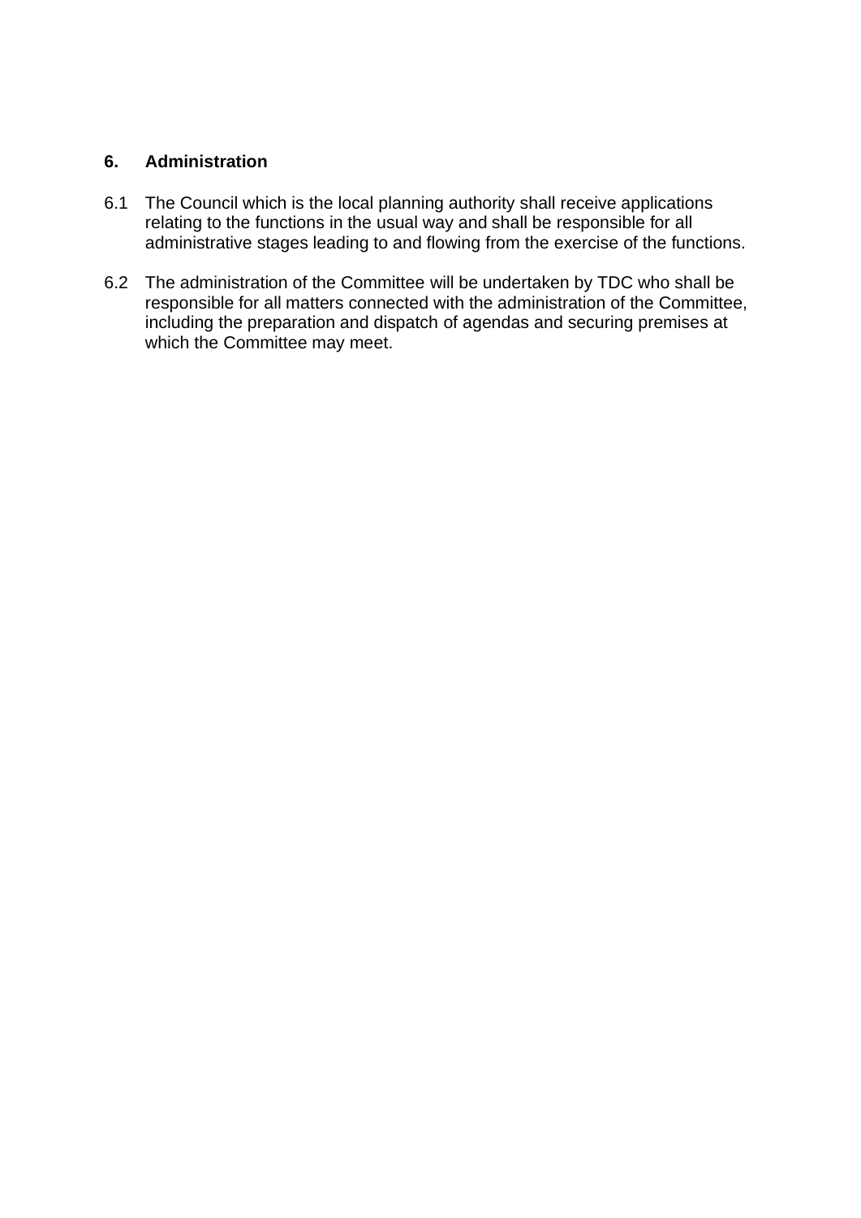## 6. Administration

6.1 The Council which is the local planning authority shall receive applications relating to the functions in the usual way and shall be responsible for all administrative stages leading to and flowing from the exercise of the functions.

6.2 The administration of the Committee will be undertaken by TDC who shall be responsible for all matters connected with the administration of the Committee, including the preparation and dispatch of agendas and securing premises at which the Committee may meet.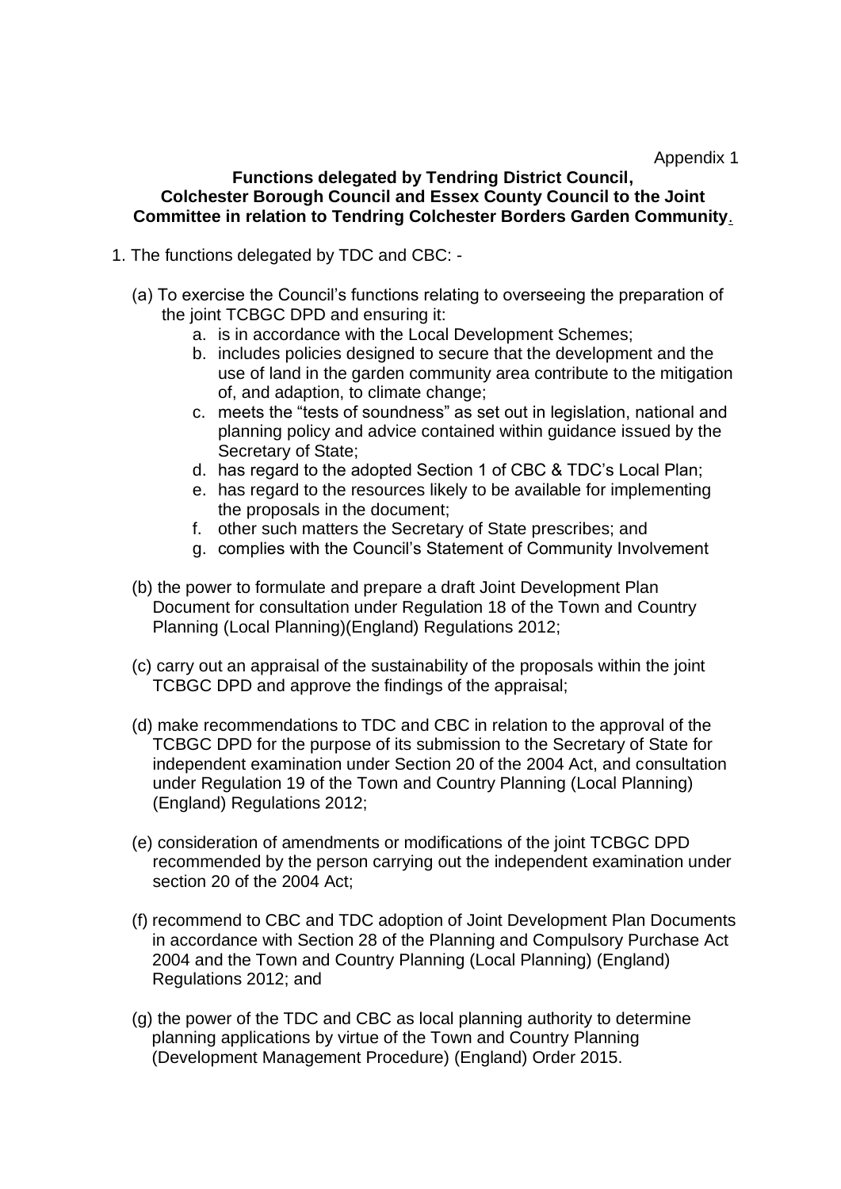Appendix 1

**Functions delegated by Tendring District Council, Colchester Borough Council and Essex County Council to the Joint Committee in relation to Tendring Colchester Borders Garden Community.**

1. The functions delegated by TDC and CBC: -

   (a) To exercise the Council's functions relating to overseeing the preparation of the joint TCBGC DPD and ensuring it:

      a. is in accordance with the Local Development Schemes;
      b. includes policies designed to secure that the development and the use of land in the garden community area contribute to the mitigation of, and adaption, to climate change;
      c. meets the "tests of soundness" as set out in legislation, national and planning policy and advice contained within guidance issued by the Secretary of State;
      d. has regard to the adopted Section 1 of CBC & TDC's Local Plan;
      e. has regard to the resources likely to be available for implementing the proposals in the document;
      f. other such matters the Secretary of State prescribes; and
      g. complies with the Council's Statement of Community Involvement

   (b) the power to formulate and prepare a draft Joint Development Plan Document for consultation under Regulation 18 of the Town and Country Planning (Local Planning)(England) Regulations 2012;

   (c) carry out an appraisal of the sustainability of the proposals within the joint TCBGC DPD and approve the findings of the appraisal;

   (d) make recommendations to TDC and CBC in relation to the approval of the TCBGC DPD for the purpose of its submission to the Secretary of State for independent examination under Section 20 of the 2004 Act, and consultation under Regulation 19 of the Town and Country Planning (Local Planning) (England) Regulations 2012;

   (e) consideration of amendments or modifications of the joint TCBGC DPD recommended by the person carrying out the independent examination under section 20 of the 2004 Act;

   (f) recommend to CBC and TDC adoption of Joint Development Plan Documents in accordance with Section 28 of the Planning and Compulsory Purchase Act 2004 and the Town and Country Planning (Local Planning) (England) Regulations 2012; and

   (g) the power of the TDC and CBC as local planning authority to determine planning applications by virtue of the Town and Country Planning (Development Management Procedure) (England) Order 2015.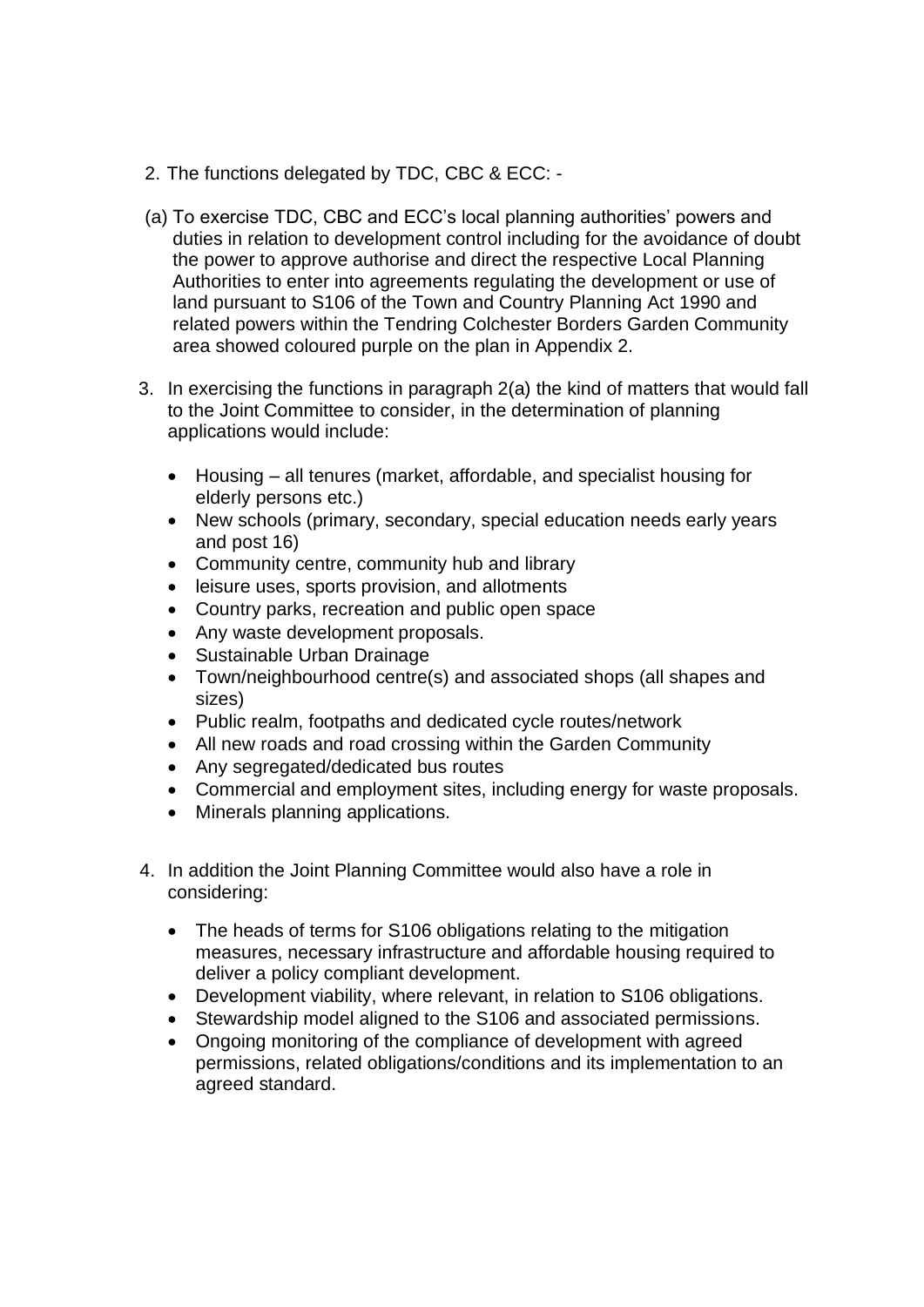2. The functions delegated by TDC, CBC & ECC: -

(a) To exercise TDC, CBC and ECC's local planning authorities' powers and duties in relation to development control including for the avoidance of doubt the power to approve authorise and direct the respective Local Planning Authorities to enter into agreements regulating the development or use of land pursuant to S106 of the Town and Country Planning Act 1990 and related powers within the Tendring Colchester Borders Garden Community area showed coloured purple on the plan in Appendix 2.

3. In exercising the functions in paragraph 2(a) the kind of matters that would fall to the Joint Committee to consider, in the determination of planning applications would include:

   - Housing – all tenures (market, affordable, and specialist housing for elderly persons etc.)
   - New schools (primary, secondary, special education needs early years and post 16)
   - Community centre, community hub and library
   - leisure uses, sports provision, and allotments
   - Country parks, recreation and public open space
   - Any waste development proposals.
   - Sustainable Urban Drainage
   - Town/neighbourhood centre(s) and associated shops (all shapes and sizes)
   - Public realm, footpaths and dedicated cycle routes/network
   - All new roads and road crossing within the Garden Community
   - Any segregated/dedicated bus routes
   - Commercial and employment sites, including energy for waste proposals.
   - Minerals planning applications.

4. In addition the Joint Planning Committee would also have a role in considering:

   - The heads of terms for S106 obligations relating to the mitigation measures, necessary infrastructure and affordable housing required to deliver a policy compliant development.
   - Development viability, where relevant, in relation to S106 obligations.
   - Stewardship model aligned to the S106 and associated permissions.
   - Ongoing monitoring of the compliance of development with agreed permissions, related obligations/conditions and its implementation to an agreed standard.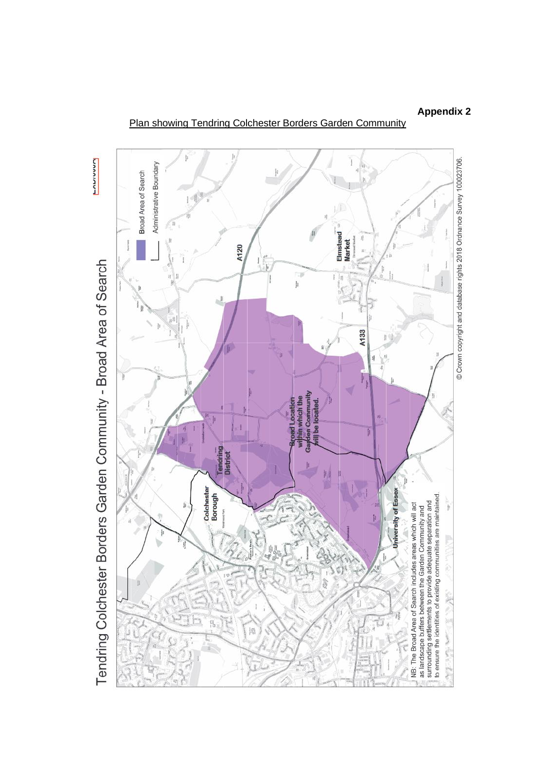**Appendix 2**

Plan showing Tendring Colchester Borders Garden Community

Tendring Colchester Borders Garden Community - Broad Area of Search

Broad Area of Search

Administrative Boundary

A120

Elmstead Market

A133

Broad Location within which the Garden Community will be located.

Tendring District

Colchester Borough

University of Essex

NB: The Broad Area of Search includes areas which will act as landscape buffers between the Garden Community and surrounding settlements to provide adequate separation and to ensure the identities of existing communities are maintained.

© Crown copyright and database rights 2018 Ordnance Survey 100023706.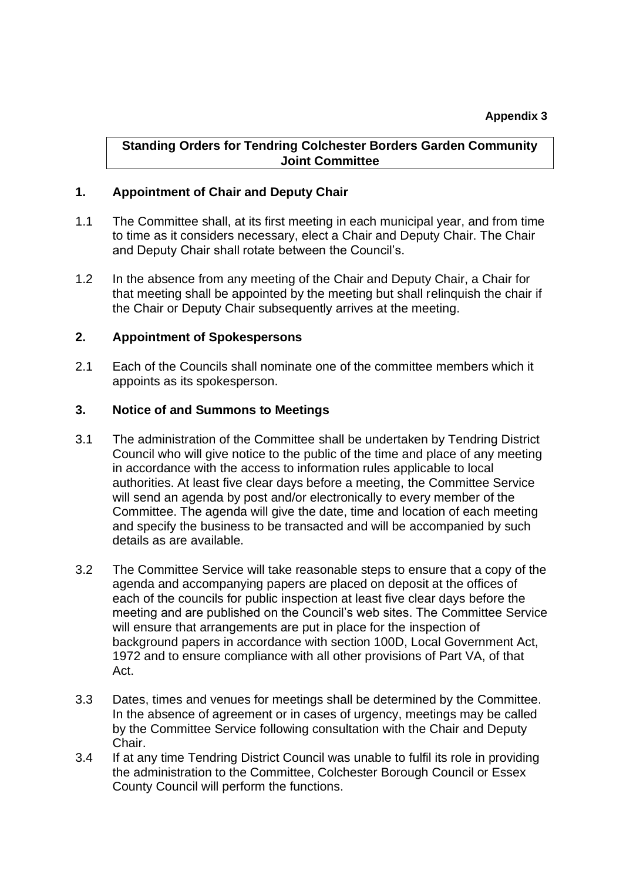**Appendix 3**

**Standing Orders for Tendring Colchester Borders Garden Community Joint Committee**

## 1. Appointment of Chair and Deputy Chair

1.1 The Committee shall, at its first meeting in each municipal year, and from time to time as it considers necessary, elect a Chair and Deputy Chair. The Chair and Deputy Chair shall rotate between the Council's.

1.2 In the absence from any meeting of the Chair and Deputy Chair, a Chair for that meeting shall be appointed by the meeting but shall relinquish the chair if the Chair or Deputy Chair subsequently arrives at the meeting.

## 2. Appointment of Spokespersons

2.1 Each of the Councils shall nominate one of the committee members which it appoints as its spokesperson.

## 3. Notice of and Summons to Meetings

3.1 The administration of the Committee shall be undertaken by Tendring District Council who will give notice to the public of the time and place of any meeting in accordance with the access to information rules applicable to local authorities. At least five clear days before a meeting, the Committee Service will send an agenda by post and/or electronically to every member of the Committee. The agenda will give the date, time and location of each meeting and specify the business to be transacted and will be accompanied by such details as are available.

3.2 The Committee Service will take reasonable steps to ensure that a copy of the agenda and accompanying papers are placed on deposit at the offices of each of the councils for public inspection at least five clear days before the meeting and are published on the Council's web sites. The Committee Service will ensure that arrangements are put in place for the inspection of background papers in accordance with section 100D, Local Government Act, 1972 and to ensure compliance with all other provisions of Part VA, of that Act.

3.3 Dates, times and venues for meetings shall be determined by the Committee. In the absence of agreement or in cases of urgency, meetings may be called by the Committee Service following consultation with the Chair and Deputy Chair.

3.4 If at any time Tendring District Council was unable to fulfil its role in providing the administration to the Committee, Colchester Borough Council or Essex County Council will perform the functions.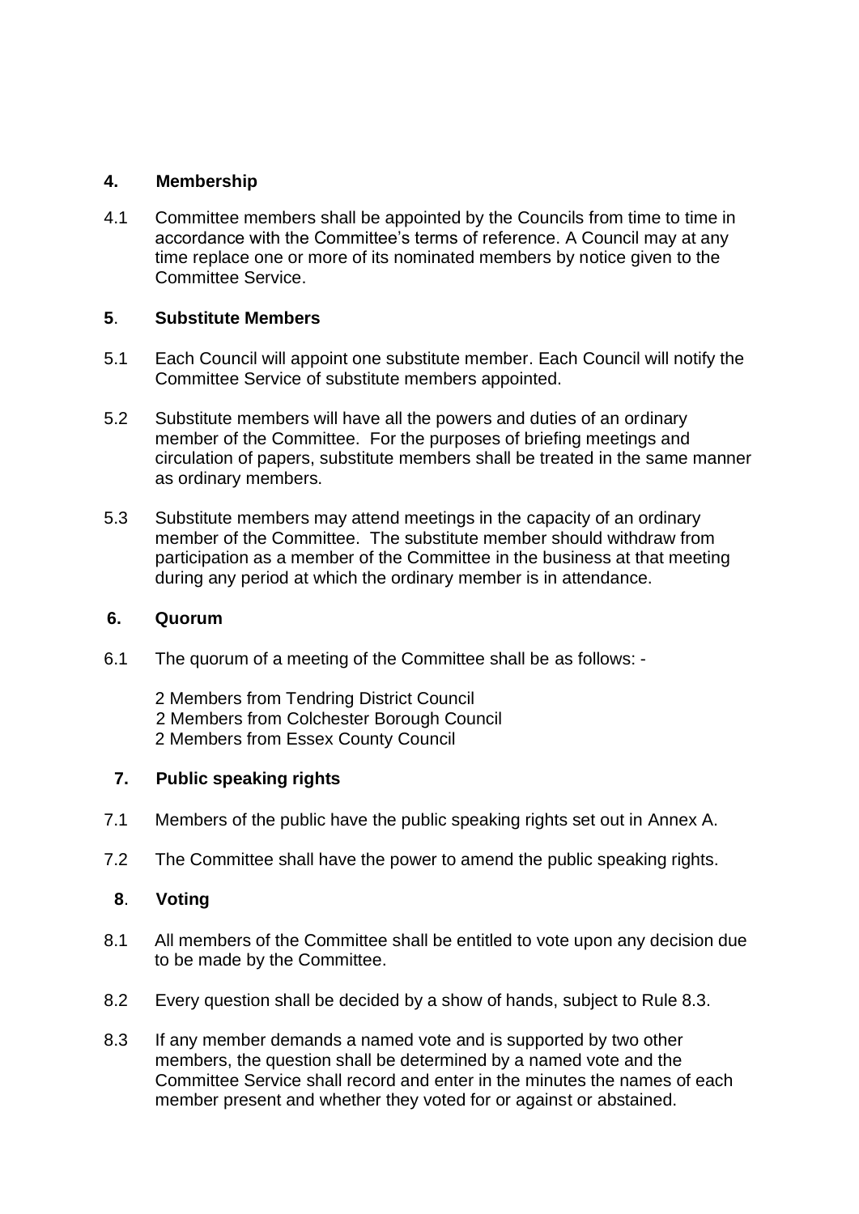## 4. Membership

4.1 Committee members shall be appointed by the Councils from time to time in accordance with the Committee's terms of reference. A Council may at any time replace one or more of its nominated members by notice given to the Committee Service.

## 5. Substitute Members

5.1 Each Council will appoint one substitute member. Each Council will notify the Committee Service of substitute members appointed.

5.2 Substitute members will have all the powers and duties of an ordinary member of the Committee. For the purposes of briefing meetings and circulation of papers, substitute members shall be treated in the same manner as ordinary members.

5.3 Substitute members may attend meetings in the capacity of an ordinary member of the Committee. The substitute member should withdraw from participation as a member of the Committee in the business at that meeting during any period at which the ordinary member is in attendance.

## 6. Quorum

6.1 The quorum of a meeting of the Committee shall be as follows: -

2 Members from Tendring District Council
2 Members from Colchester Borough Council
2 Members from Essex County Council

## 7. Public speaking rights

7.1 Members of the public have the public speaking rights set out in Annex A.

7.2 The Committee shall have the power to amend the public speaking rights.

## 8. Voting

8.1 All members of the Committee shall be entitled to vote upon any decision due to be made by the Committee.

8.2 Every question shall be decided by a show of hands, subject to Rule 8.3.

8.3 If any member demands a named vote and is supported by two other members, the question shall be determined by a named vote and the Committee Service shall record and enter in the minutes the names of each member present and whether they voted for or against or abstained.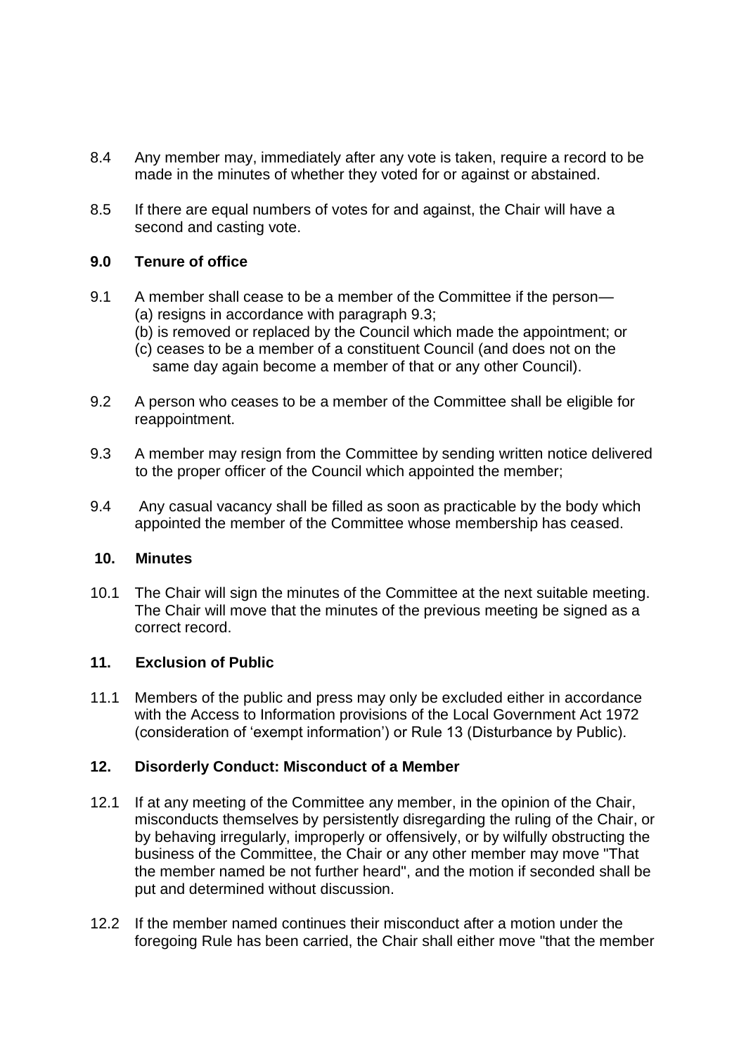8.4 Any member may, immediately after any vote is taken, require a record to be made in the minutes of whether they voted for or against or abstained.

8.5 If there are equal numbers of votes for and against, the Chair will have a second and casting vote.

### 9.0 Tenure of office

9.1 A member shall cease to be a member of the Committee if the person—
(a) resigns in accordance with paragraph 9.3;
(b) is removed or replaced by the Council which made the appointment; or
(c) ceases to be a member of a constituent Council (and does not on the same day again become a member of that or any other Council).

9.2 A person who ceases to be a member of the Committee shall be eligible for reappointment.

9.3 A member may resign from the Committee by sending written notice delivered to the proper officer of the Council which appointed the member;

9.4 Any casual vacancy shall be filled as soon as practicable by the body which appointed the member of the Committee whose membership has ceased.

### 10. Minutes

10.1 The Chair will sign the minutes of the Committee at the next suitable meeting. The Chair will move that the minutes of the previous meeting be signed as a correct record.

### 11. Exclusion of Public

11.1 Members of the public and press may only be excluded either in accordance with the Access to Information provisions of the Local Government Act 1972 (consideration of 'exempt information') or Rule 13 (Disturbance by Public).

### 12. Disorderly Conduct: Misconduct of a Member

12.1 If at any meeting of the Committee any member, in the opinion of the Chair, misconducts themselves by persistently disregarding the ruling of the Chair, or by behaving irregularly, improperly or offensively, or by wilfully obstructing the business of the Committee, the Chair or any other member may move "That the member named be not further heard", and the motion if seconded shall be put and determined without discussion.

12.2 If the member named continues their misconduct after a motion under the foregoing Rule has been carried, the Chair shall either move "that the member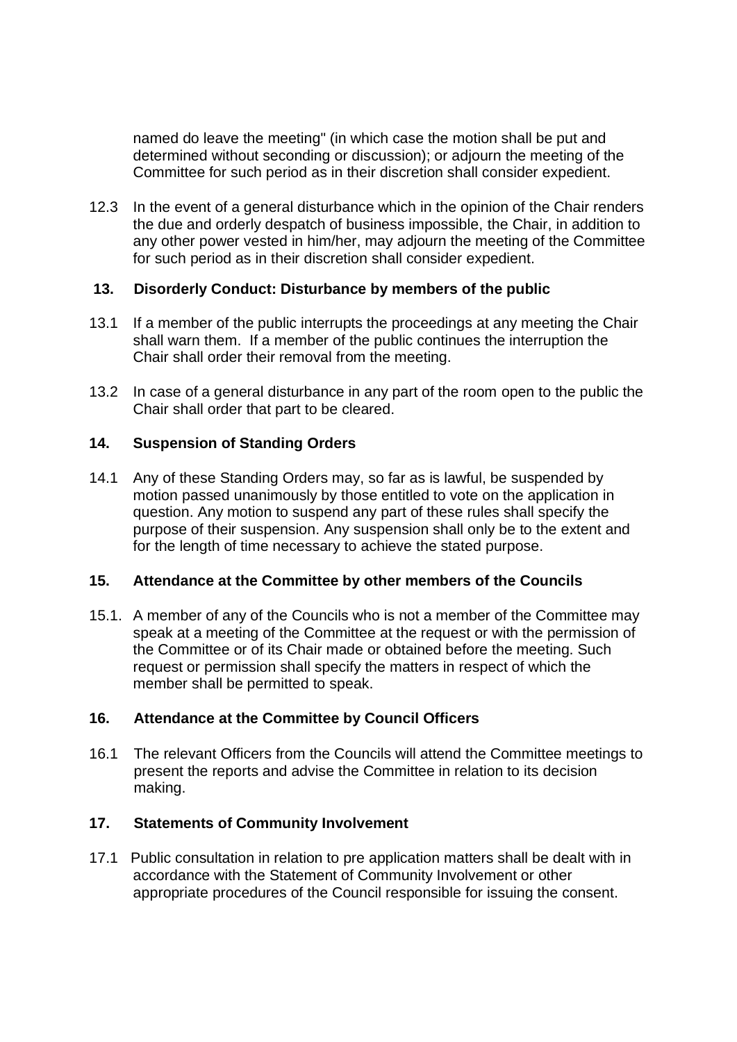named do leave the meeting" (in which case the motion shall be put and determined without seconding or discussion); or adjourn the meeting of the Committee for such period as in their discretion shall consider expedient.

12.3 In the event of a general disturbance which in the opinion of the Chair renders the due and orderly despatch of business impossible, the Chair, in addition to any other power vested in him/her, may adjourn the meeting of the Committee for such period as in their discretion shall consider expedient.

## 13. Disorderly Conduct: Disturbance by members of the public

13.1 If a member of the public interrupts the proceedings at any meeting the Chair shall warn them. If a member of the public continues the interruption the Chair shall order their removal from the meeting.

13.2 In case of a general disturbance in any part of the room open to the public the Chair shall order that part to be cleared.

## 14. Suspension of Standing Orders

14.1 Any of these Standing Orders may, so far as is lawful, be suspended by motion passed unanimously by those entitled to vote on the application in question. Any motion to suspend any part of these rules shall specify the purpose of their suspension. Any suspension shall only be to the extent and for the length of time necessary to achieve the stated purpose.

## 15. Attendance at the Committee by other members of the Councils

15.1. A member of any of the Councils who is not a member of the Committee may speak at a meeting of the Committee at the request or with the permission of the Committee or of its Chair made or obtained before the meeting. Such request or permission shall specify the matters in respect of which the member shall be permitted to speak.

## 16. Attendance at the Committee by Council Officers

16.1 The relevant Officers from the Councils will attend the Committee meetings to present the reports and advise the Committee in relation to its decision making.

## 17. Statements of Community Involvement

17.1 Public consultation in relation to pre application matters shall be dealt with in accordance with the Statement of Community Involvement or other appropriate procedures of the Council responsible for issuing the consent.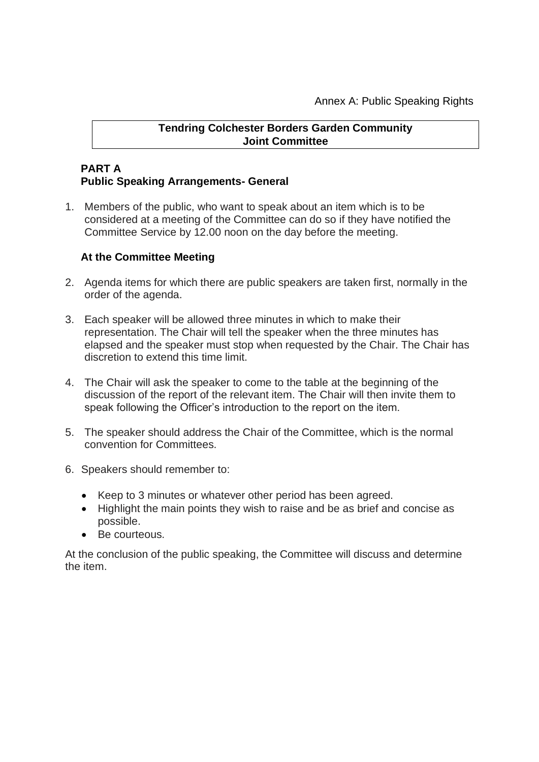Annex A: Public Speaking Rights

**Tendring Colchester Borders Garden Community Joint Committee**

## PART A
## Public Speaking Arrangements- General

1. Members of the public, who want to speak about an item which is to be considered at a meeting of the Committee can do so if they have notified the Committee Service by 12.00 noon on the day before the meeting.

### At the Committee Meeting

2. Agenda items for which there are public speakers are taken first, normally in the order of the agenda.

3. Each speaker will be allowed three minutes in which to make their representation. The Chair will tell the speaker when the three minutes has elapsed and the speaker must stop when requested by the Chair. The Chair has discretion to extend this time limit.

4. The Chair will ask the speaker to come to the table at the beginning of the discussion of the report of the relevant item. The Chair will then invite them to speak following the Officer's introduction to the report on the item.

5. The speaker should address the Chair of the Committee, which is the normal convention for Committees.

6. Speakers should remember to:

    - Keep to 3 minutes or whatever other period has been agreed.
    - Highlight the main points they wish to raise and be as brief and concise as possible.
    - Be courteous.

At the conclusion of the public speaking, the Committee will discuss and determine the item.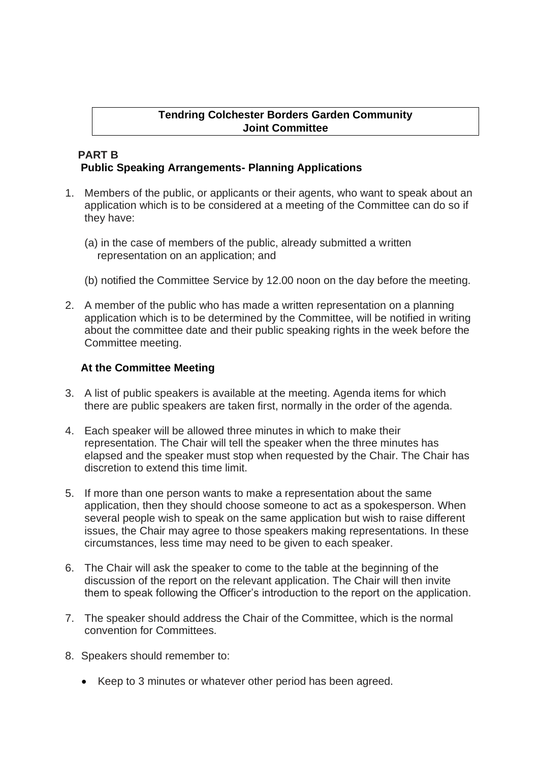**Tendring Colchester Borders Garden Community Joint Committee**

## PART B
## Public Speaking Arrangements- Planning Applications

1. Members of the public, or applicants or their agents, who want to speak about an application which is to be considered at a meeting of the Committee can do so if they have:

   (a) in the case of members of the public, already submitted a written representation on an application; and

   (b) notified the Committee Service by 12.00 noon on the day before the meeting.

2. A member of the public who has made a written representation on a planning application which is to be determined by the Committee, will be notified in writing about the committee date and their public speaking rights in the week before the Committee meeting.

### At the Committee Meeting

3. A list of public speakers is available at the meeting. Agenda items for which there are public speakers are taken first, normally in the order of the agenda.

4. Each speaker will be allowed three minutes in which to make their representation. The Chair will tell the speaker when the three minutes has elapsed and the speaker must stop when requested by the Chair. The Chair has discretion to extend this time limit.

5. If more than one person wants to make a representation about the same application, then they should choose someone to act as a spokesperson. When several people wish to speak on the same application but wish to raise different issues, the Chair may agree to those speakers making representations. In these circumstances, less time may need to be given to each speaker.

6. The Chair will ask the speaker to come to the table at the beginning of the discussion of the report on the relevant application. The Chair will then invite them to speak following the Officer's introduction to the report on the application.

7. The speaker should address the Chair of the Committee, which is the normal convention for Committees.

8. Speakers should remember to:

   - Keep to 3 minutes or whatever other period has been agreed.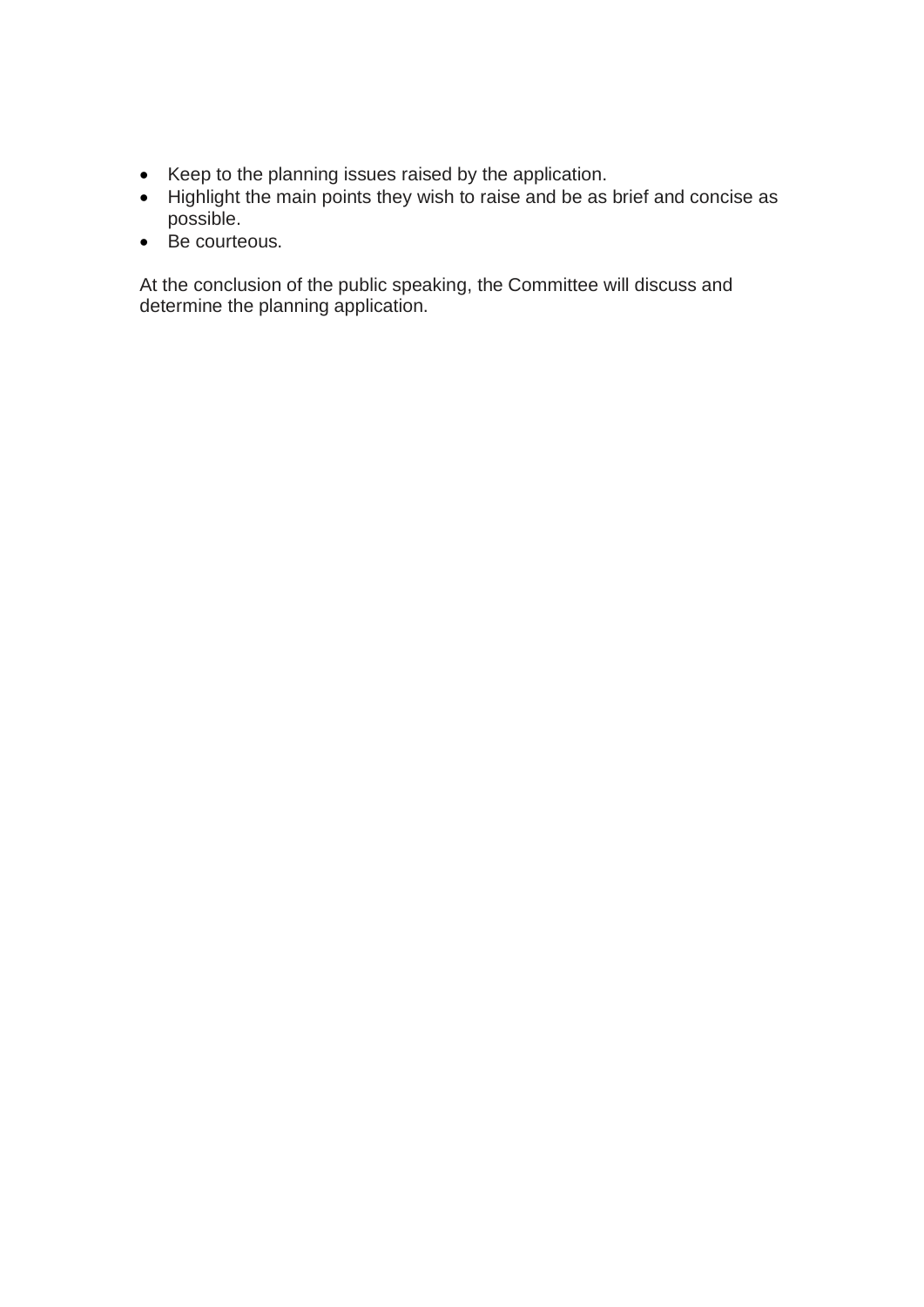- Keep to the planning issues raised by the application.
- Highlight the main points they wish to raise and be as brief and concise as possible.
- Be courteous.

At the conclusion of the public speaking, the Committee will discuss and determine the planning application.